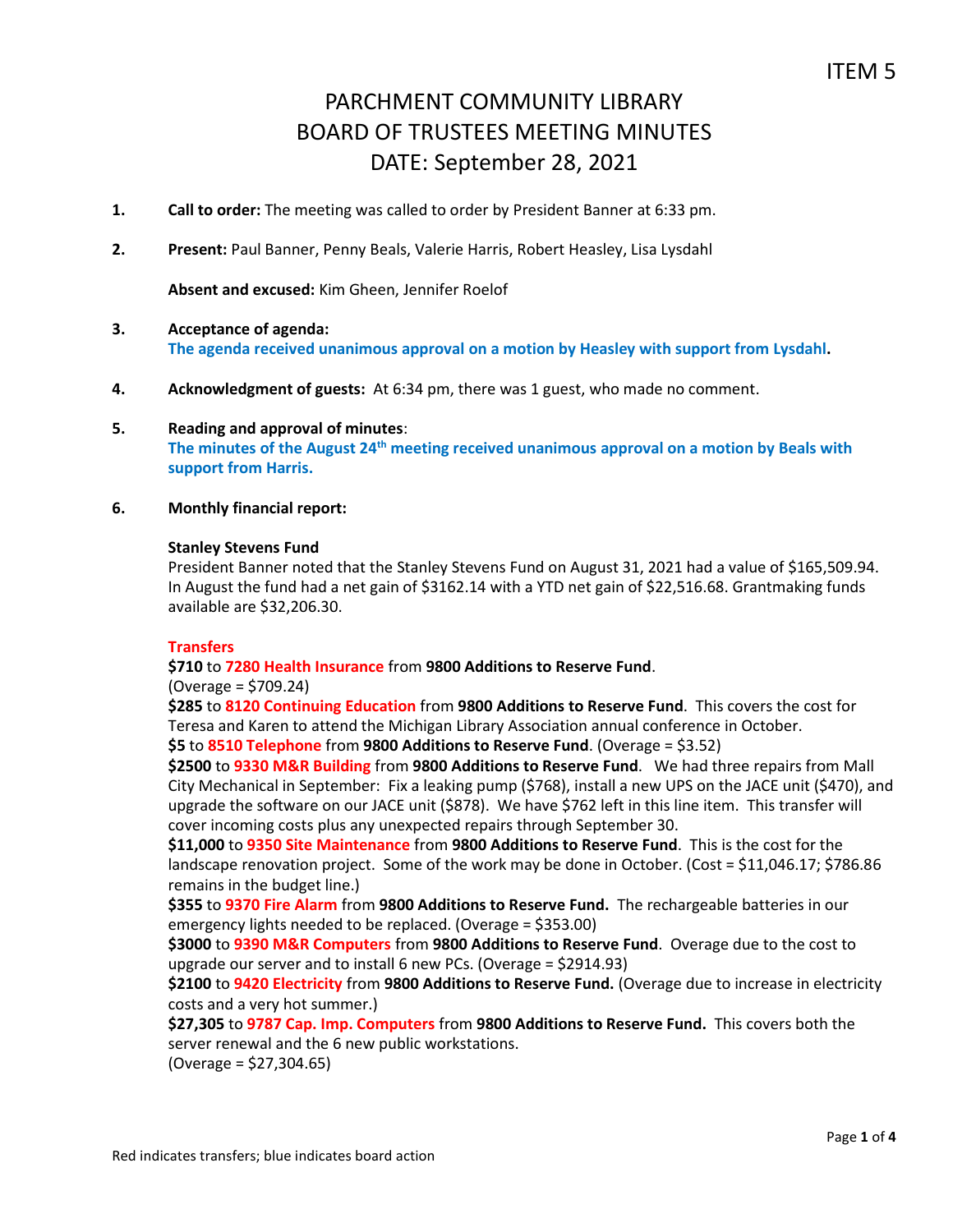ITEM 5

# PARCHMENT COMMUNITY LIBRARY
# BOARD OF TRUSTEES MEETING MINUTES
# DATE: September 28, 2021

1. **Call to order:** The meeting was called to order by President Banner at 6:33 pm.

2. **Present:** Paul Banner, Penny Beals, Valerie Harris, Robert Heasley, Lisa Lysdahl

   **Absent and excused:** Kim Gheen, Jennifer Roelof

3. **Acceptance of agenda:**
   **The agenda received unanimous approval on a motion by Heasley with support from Lysdahl.**

4. **Acknowledgment of guests:** At 6:34 pm, there was 1 guest, who made no comment.

5. **Reading and approval of minutes**:
   **The minutes of the August 24th meeting received unanimous approval on a motion by Beals with support from Harris.**

6. **Monthly financial report:**

**Stanley Stevens Fund**

President Banner noted that the Stanley Stevens Fund on August 31, 2021 had a value of $165,509.94. In August the fund had a net gain of $3162.14 with a YTD net gain of $22,516.68. Grantmaking funds available are $32,206.30.

**Transfers**

**$710** to **7280 Health Insurance** from **9800 Additions to Reserve Fund**.
(Overage = $709.24)

**$285** to **8120 Continuing Education** from **9800 Additions to Reserve Fund**. This covers the cost for Teresa and Karen to attend the Michigan Library Association annual conference in October.

**$5** to **8510 Telephone** from **9800 Additions to Reserve Fund**. (Overage = $3.52)

**$2500** to **9330 M&R Building** from **9800 Additions to Reserve Fund**. We had three repairs from Mall City Mechanical in September: Fix a leaking pump ($768), install a new UPS on the JACE unit ($470), and upgrade the software on our JACE unit ($878). We have $762 left in this line item. This transfer will cover incoming costs plus any unexpected repairs through September 30.

**$11,000** to **9350 Site Maintenance** from **9800 Additions to Reserve Fund**. This is the cost for the landscape renovation project. Some of the work may be done in October. (Cost = $11,046.17; $786.86 remains in the budget line.)

**$355** to **9370 Fire Alarm** from **9800 Additions to Reserve Fund.** The rechargeable batteries in our emergency lights needed to be replaced. (Overage = $353.00)

**$3000** to **9390 M&R Computers** from **9800 Additions to Reserve Fund**. Overage due to the cost to upgrade our server and to install 6 new PCs. (Overage = $2914.93)

**$2100** to **9420 Electricity** from **9800 Additions to Reserve Fund.** (Overage due to increase in electricity costs and a very hot summer.)

**$27,305** to **9787 Cap. Imp. Computers** from **9800 Additions to Reserve Fund.** This covers both the server renewal and the 6 new public workstations.
(Overage = $27,304.65)

Red indicates transfers; blue indicates board action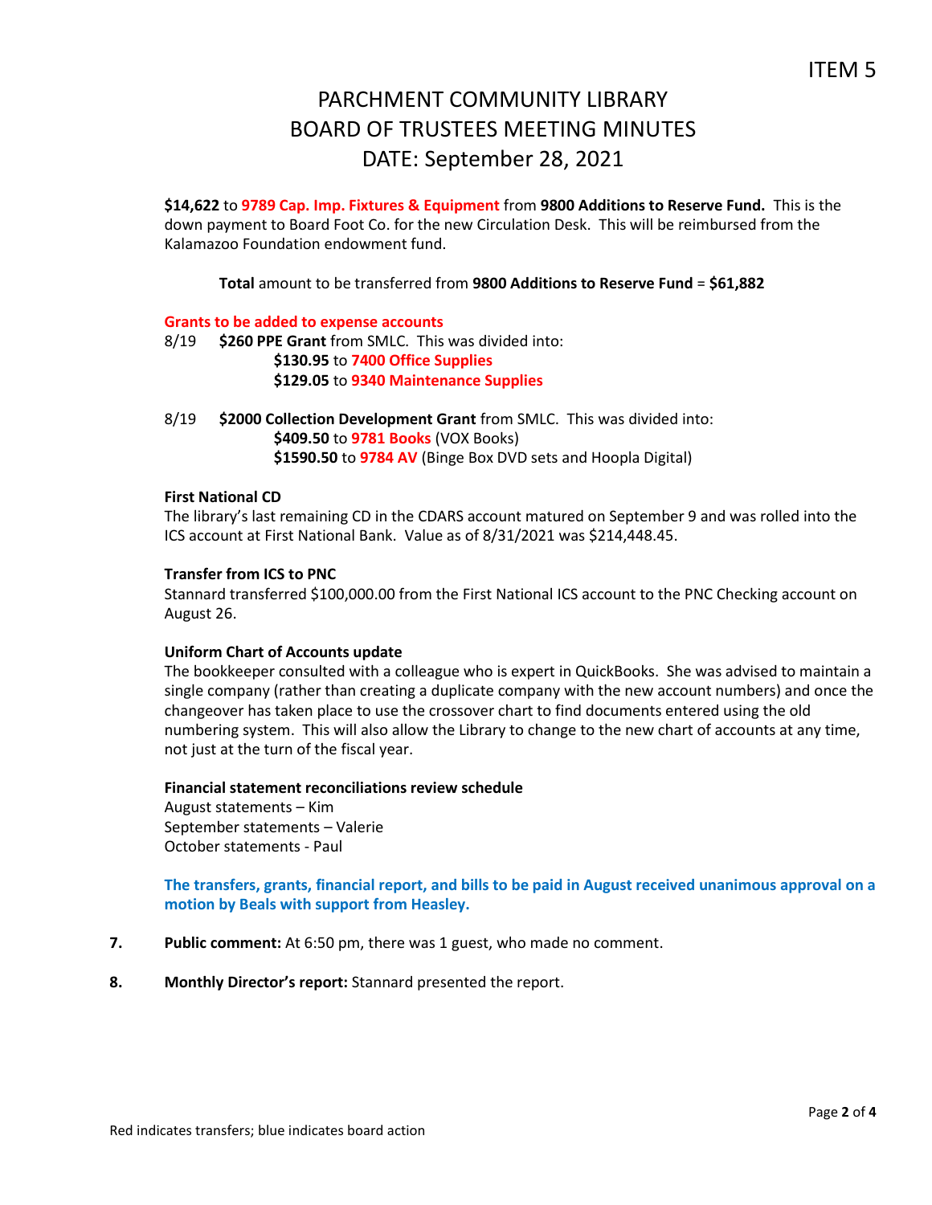ITEM 5

# PARCHMENT COMMUNITY LIBRARY
# BOARD OF TRUSTEES MEETING MINUTES
# DATE: September 28, 2021

**$14,622** to **9789 Cap. Imp. Fixtures & Equipment** from **9800 Additions to Reserve Fund.** This is the down payment to Board Foot Co. for the new Circulation Desk. This will be reimbursed from the Kalamazoo Foundation endowment fund.

**Total** amount to be transferred from **9800 Additions to Reserve Fund** = **$61,882**

**Grants to be added to expense accounts**

8/19 **$260 PPE Grant** from SMLC. This was divided into:
- **$130.95** to **7400 Office Supplies**
- **$129.05** to **9340 Maintenance Supplies**

8/19 **$2000 Collection Development Grant** from SMLC. This was divided into:
- **$409.50** to **9781 Books** (VOX Books)
- **$1590.50** to **9784 AV** (Binge Box DVD sets and Hoopla Digital)

**First National CD**

The library's last remaining CD in the CDARS account matured on September 9 and was rolled into the ICS account at First National Bank. Value as of 8/31/2021 was $214,448.45.

**Transfer from ICS to PNC**

Stannard transferred $100,000.00 from the First National ICS account to the PNC Checking account on August 26.

**Uniform Chart of Accounts update**

The bookkeeper consulted with a colleague who is expert in QuickBooks. She was advised to maintain a single company (rather than creating a duplicate company with the new account numbers) and once the changeover has taken place to use the crossover chart to find documents entered using the old numbering system. This will also allow the Library to change to the new chart of accounts at any time, not just at the turn of the fiscal year.

**Financial statement reconciliations review schedule**

August statements – Kim
September statements – Valerie
October statements - Paul

**The transfers, grants, financial report, and bills to be paid in August received unanimous approval on a motion by Beals with support from Heasley.**

**7.** **Public comment:** At 6:50 pm, there was 1 guest, who made no comment.

**8.** **Monthly Director's report:** Stannard presented the report.

Red indicates transfers; blue indicates board action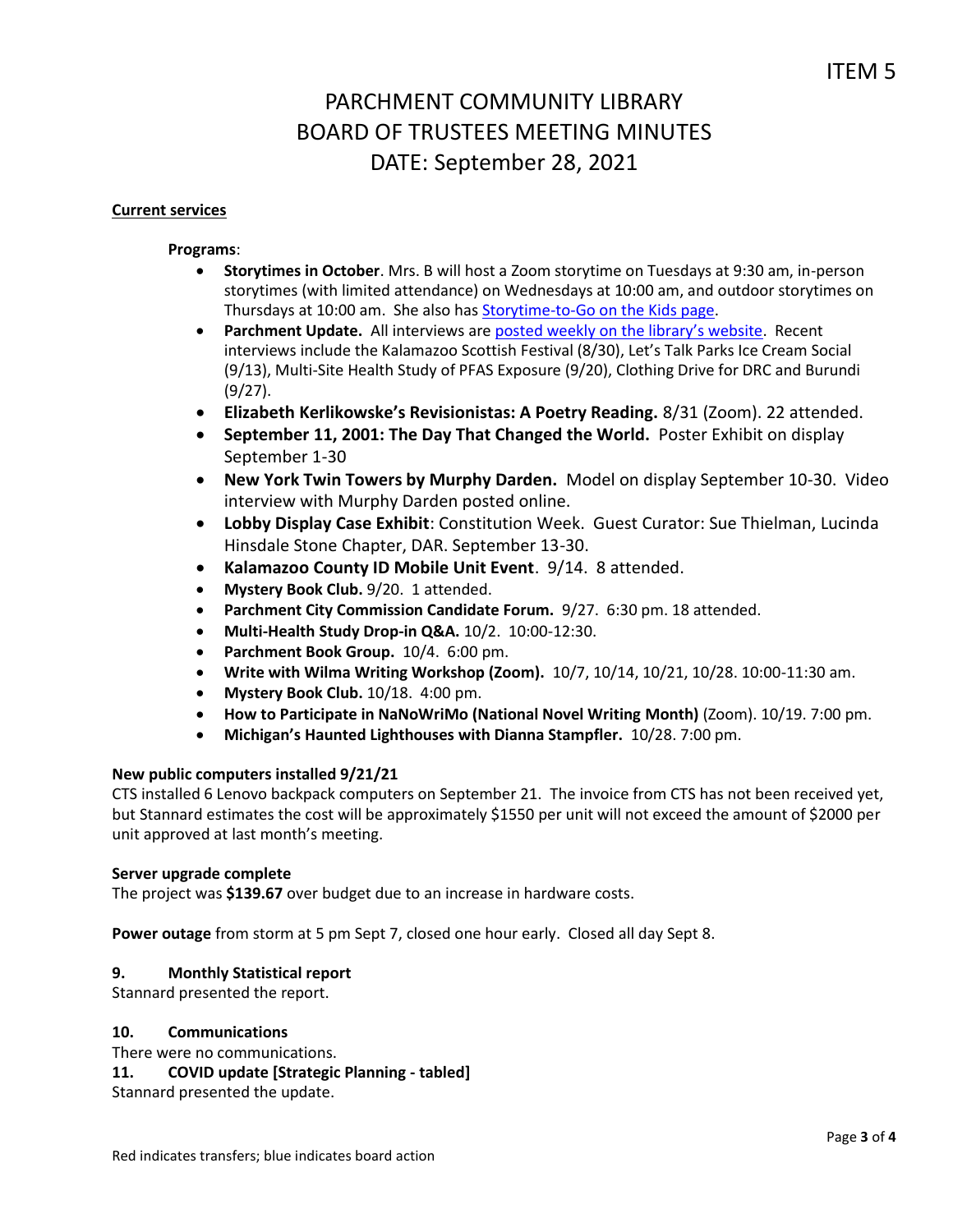# PARCHMENT COMMUNITY LIBRARY
# BOARD OF TRUSTEES MEETING MINUTES
# DATE: September 28, 2021

**Current services**

**Programs**:

- **Storytimes in October**. Mrs. B will host a Zoom storytime on Tuesdays at 9:30 am, in-person storytimes (with limited attendance) on Wednesdays at 10:00 am, and outdoor storytimes on Thursdays at 10:00 am. She also has Storytime-to-Go on the Kids page.
- **Parchment Update.** All interviews are posted weekly on the library's website. Recent interviews include the Kalamazoo Scottish Festival (8/30), Let's Talk Parks Ice Cream Social (9/13), Multi-Site Health Study of PFAS Exposure (9/20), Clothing Drive for DRC and Burundi (9/27).
- **Elizabeth Kerlikowske's Revisionistas: A Poetry Reading.** 8/31 (Zoom). 22 attended.
- **September 11, 2001: The Day That Changed the World.** Poster Exhibit on display September 1-30
- **New York Twin Towers by Murphy Darden.** Model on display September 10-30. Video interview with Murphy Darden posted online.
- **Lobby Display Case Exhibit**: Constitution Week. Guest Curator: Sue Thielman, Lucinda Hinsdale Stone Chapter, DAR. September 13-30.
- **Kalamazoo County ID Mobile Unit Event**. 9/14. 8 attended.
- **Mystery Book Club.** 9/20. 1 attended.
- **Parchment City Commission Candidate Forum.** 9/27. 6:30 pm. 18 attended.
- **Multi-Health Study Drop-in Q&A.** 10/2. 10:00-12:30.
- **Parchment Book Group.** 10/4. 6:00 pm.
- **Write with Wilma Writing Workshop (Zoom).** 10/7, 10/14, 10/21, 10/28. 10:00-11:30 am.
- **Mystery Book Club.** 10/18. 4:00 pm.
- **How to Participate in NaNoWriMo (National Novel Writing Month)** (Zoom). 10/19. 7:00 pm.
- **Michigan's Haunted Lighthouses with Dianna Stampfler.** 10/28. 7:00 pm.

**New public computers installed 9/21/21**

CTS installed 6 Lenovo backpack computers on September 21. The invoice from CTS has not been received yet, but Stannard estimates the cost will be approximately $1550 per unit will not exceed the amount of $2000 per unit approved at last month's meeting.

**Server upgrade complete**

The project was **$139.67** over budget due to an increase in hardware costs.

**Power outage** from storm at 5 pm Sept 7, closed one hour early. Closed all day Sept 8.

**9. Monthly Statistical report**

Stannard presented the report.

**10. Communications**

There were no communications.

**11. COVID update [Strategic Planning - tabled]**

Stannard presented the update.

Red indicates transfers; blue indicates board action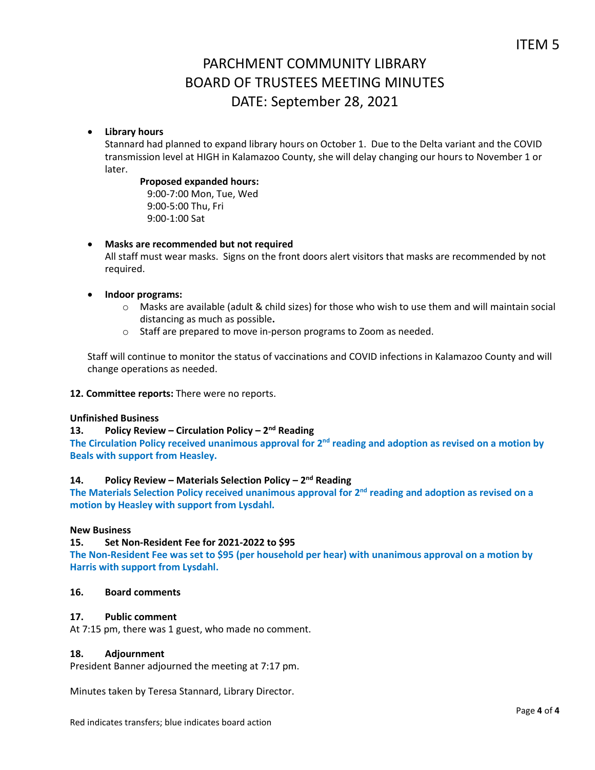ITEM 5

# PARCHMENT COMMUNITY LIBRARY
# BOARD OF TRUSTEES MEETING MINUTES
# DATE: September 28, 2021

- **Library hours**
  Stannard had planned to expand library hours on October 1. Due to the Delta variant and the COVID transmission level at HIGH in Kalamazoo County, she will delay changing our hours to November 1 or later.

  **Proposed expanded hours:**
  9:00-7:00 Mon, Tue, Wed
  9:00-5:00 Thu, Fri
  9:00-1:00 Sat

- **Masks are recommended but not required**
  All staff must wear masks. Signs on the front doors alert visitors that masks are recommended by not required.

- **Indoor programs:**
  - Masks are available (adult & child sizes) for those who wish to use them and will maintain social distancing as much as possible**.**
  - Staff are prepared to move in-person programs to Zoom as needed.

Staff will continue to monitor the status of vaccinations and COVID infections in Kalamazoo County and will change operations as needed.

**12. Committee reports:** There were no reports.

**Unfinished Business**

**13. Policy Review – Circulation Policy – 2nd Reading**

**The Circulation Policy received unanimous approval for 2nd reading and adoption as revised on a motion by Beals with support from Heasley.**

**14. Policy Review – Materials Selection Policy – 2nd Reading**

**The Materials Selection Policy received unanimous approval for 2nd reading and adoption as revised on a motion by Heasley with support from Lysdahl.**

**New Business**

**15. Set Non-Resident Fee for 2021-2022 to $95**

**The Non-Resident Fee was set to $95 (per household per hear) with unanimous approval on a motion by Harris with support from Lysdahl.**

**16. Board comments**

**17. Public comment**

At 7:15 pm, there was 1 guest, who made no comment.

**18. Adjournment**

President Banner adjourned the meeting at 7:17 pm.

Minutes taken by Teresa Stannard, Library Director.

Red indicates transfers; blue indicates board action